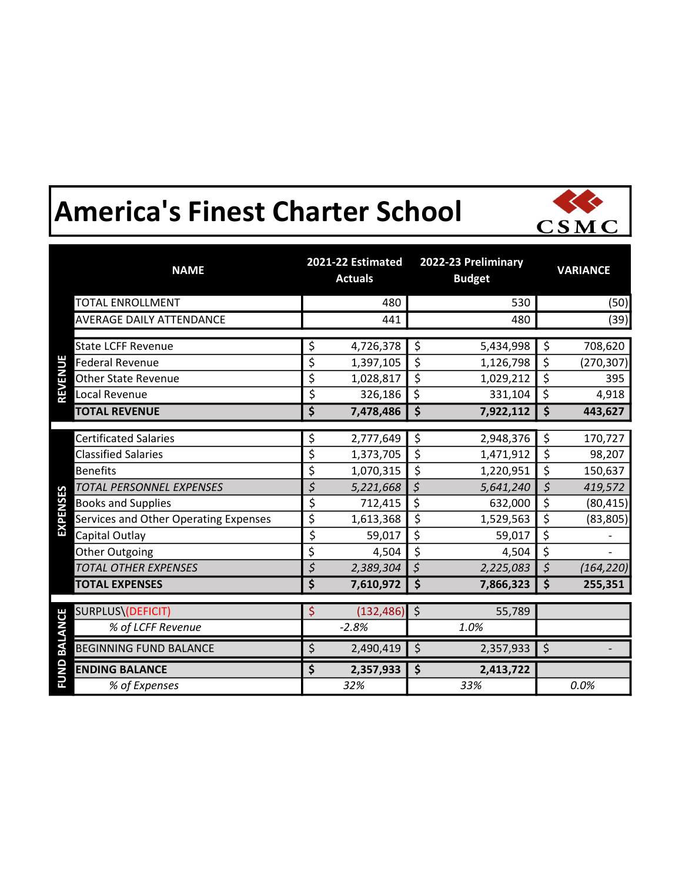# America's Finest Charter School

CSMC

| | NAME | 2021-22 Estimated Actuals | 2022-23 Preliminary Budget | VARIANCE |
|---|---|---|---|---|
| | TOTAL ENROLLMENT | 480 | 530 | (50) |
| | AVERAGE DAILY ATTENDANCE | 441 | 480 | (39) |
| REVENUE | State LCFF Revenue | $ 4,726,378 | $ 5,434,998 | $ 708,620 |
| | Federal Revenue | $ 1,397,105 | $ 1,126,798 | $ (270,307) |
| | Other State Revenue | $ 1,028,817 | $ 1,029,212 | $ 395 |
| | Local Revenue | $ 326,186 | $ 331,104 | $ 4,918 |
| | **TOTAL REVENUE** | **$ 7,478,486** | **$ 7,922,112** | **$ 443,627** |
| EXPENSES | Certificated Salaries | $ 2,777,649 | $ 2,948,376 | $ 170,727 |
| | Classified Salaries | $ 1,373,705 | $ 1,471,912 | $ 98,207 |
| | Benefits | $ 1,070,315 | $ 1,220,951 | $ 150,637 |
| | *TOTAL PERSONNEL EXPENSES* | *$ 5,221,668* | *$ 5,641,240* | *$ 419,572* |
| | Books and Supplies | $ 712,415 | $ 632,000 | $ (80,415) |
| | Services and Other Operating Expenses | $ 1,613,368 | $ 1,529,563 | $ (83,805) |
| | Capital Outlay | $ 59,017 | $ 59,017 | $ - |
| | Other Outgoing | $ 4,504 | $ 4,504 | $ - |
| | *TOTAL OTHER EXPENSES* | *$ 2,389,304* | *$ 2,225,083* | *$ (164,220)* |
| | **TOTAL EXPENSES** | **$ 7,610,972** | **$ 7,866,323** | **$ 255,351** |
| FUND BALANCE | SURPLUS\(DEFICIT) | $ (132,486) | $ 55,789 | |
| | *% of LCFF Revenue* | *-2.8%* | *1.0%* | |
| | BEGINNING FUND BALANCE | $ 2,490,419 | $ 2,357,933 | $ - |
| | **ENDING BALANCE** | **$ 2,357,933** | **$ 2,413,722** | |
| | *% of Expenses* | *32%* | *33%* | *0.0%* |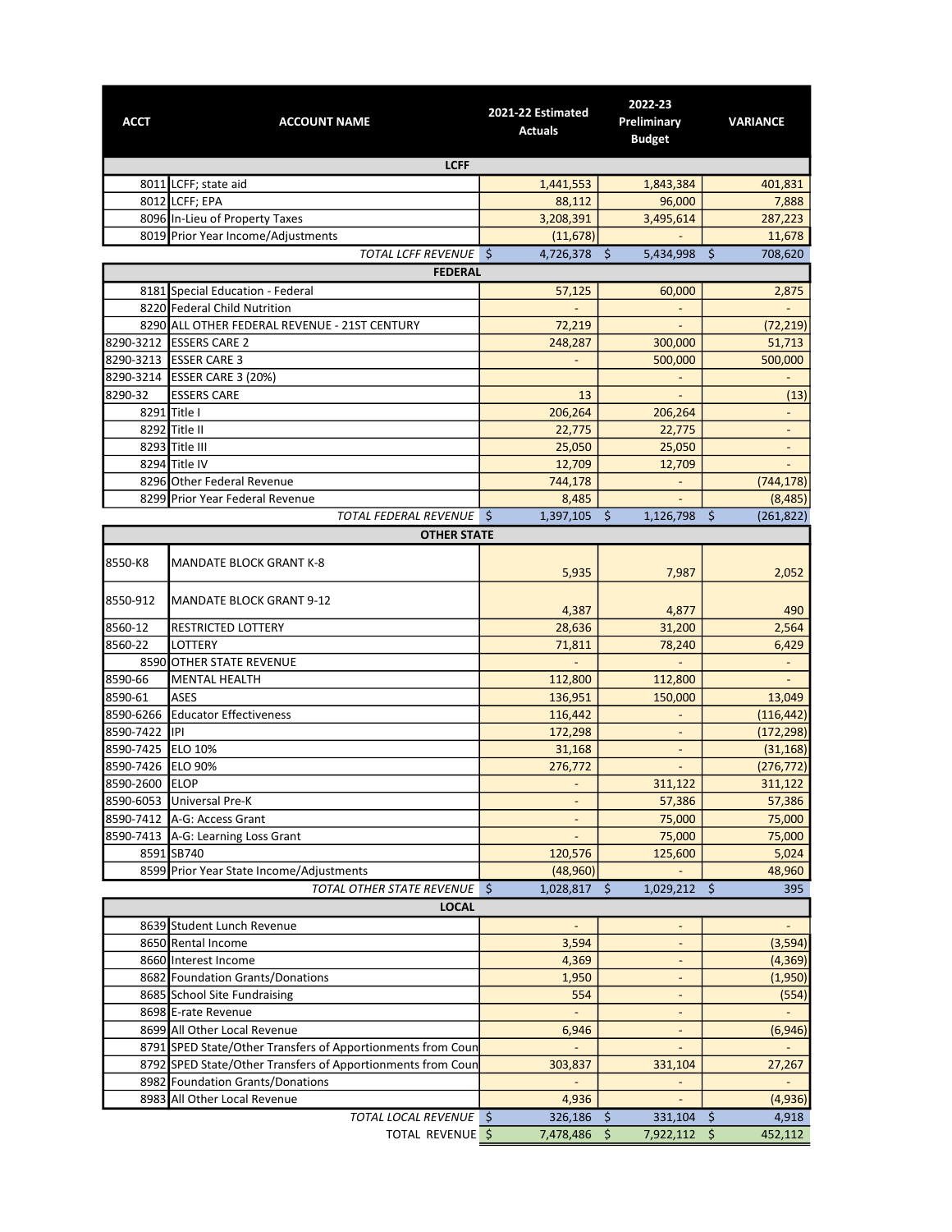| ACCT | ACCOUNT NAME | 2021-22 Estimated Actuals | 2022-23 Preliminary Budget | VARIANCE |
|---|---|---|---|---|
| | **LCFF** | | | |
| 8011 | LCFF; state aid | 1,441,553 | 1,843,384 | 401,831 |
| 8012 | LCFF; EPA | 88,112 | 96,000 | 7,888 |
| 8096 | In-Lieu of Property Taxes | 3,208,391 | 3,495,614 | 287,223 |
| 8019 | Prior Year Income/Adjustments | (11,678) | - | 11,678 |
| | *TOTAL LCFF REVENUE* | $ 4,726,378 | $ 5,434,998 | $ 708,620 |
| | **FEDERAL** | | | |
| 8181 | Special Education - Federal | 57,125 | 60,000 | 2,875 |
| 8220 | Federal Child Nutrition | - | - | - |
| 8290 | ALL OTHER FEDERAL REVENUE - 21ST CENTURY | 72,219 | - | (72,219) |
| 8290-3212 | ESSERS CARE 2 | 248,287 | 300,000 | 51,713 |
| 8290-3213 | ESSER CARE 3 | - | 500,000 | 500,000 |
| 8290-3214 | ESSER CARE 3 (20%) | | - | - |
| 8290-32 | ESSERS CARE | 13 | - | (13) |
| 8291 | Title I | 206,264 | 206,264 | - |
| 8292 | Title II | 22,775 | 22,775 | - |
| 8293 | Title III | 25,050 | 25,050 | - |
| 8294 | Title IV | 12,709 | 12,709 | - |
| 8296 | Other Federal Revenue | 744,178 | - | (744,178) |
| 8299 | Prior Year Federal Revenue | 8,485 | - | (8,485) |
| | *TOTAL FEDERAL REVENUE* | $ 1,397,105 | $ 1,126,798 | $ (261,822) |
| | **OTHER STATE** | | | |
| 8550-K8 | MANDATE BLOCK GRANT K-8 | 5,935 | 7,987 | 2,052 |
| 8550-912 | MANDATE BLOCK GRANT 9-12 | 4,387 | 4,877 | 490 |
| 8560-12 | RESTRICTED LOTTERY | 28,636 | 31,200 | 2,564 |
| 8560-22 | LOTTERY | 71,811 | 78,240 | 6,429 |
| 8590 | OTHER STATE REVENUE | - | - | - |
| 8590-66 | MENTAL HEALTH | 112,800 | 112,800 | - |
| 8590-61 | ASES | 136,951 | 150,000 | 13,049 |
| 8590-6266 | Educator Effectiveness | 116,442 | - | (116,442) |
| 8590-7422 | IPI | 172,298 | - | (172,298) |
| 8590-7425 | ELO 10% | 31,168 | - | (31,168) |
| 8590-7426 | ELO 90% | 276,772 | - | (276,772) |
| 8590-2600 | ELOP | - | 311,122 | 311,122 |
| 8590-6053 | Universal Pre-K | - | 57,386 | 57,386 |
| 8590-7412 | A-G: Access Grant | - | 75,000 | 75,000 |
| 8590-7413 | A-G: Learning Loss Grant | - | 75,000 | 75,000 |
| 8591 | SB740 | 120,576 | 125,600 | 5,024 |
| 8599 | Prior Year State Income/Adjustments | (48,960) | - | 48,960 |
| | *TOTAL OTHER STATE REVENUE* | $ 1,028,817 | $ 1,029,212 | $ 395 |
| | **LOCAL** | | | |
| 8639 | Student Lunch Revenue | - | - | - |
| 8650 | Rental Income | 3,594 | - | (3,594) |
| 8660 | Interest Income | 4,369 | - | (4,369) |
| 8682 | Foundation Grants/Donations | 1,950 | - | (1,950) |
| 8685 | School Site Fundraising | 554 | - | (554) |
| 8698 | E-rate Revenue | - | - | - |
| 8699 | All Other Local Revenue | 6,946 | - | (6,946) |
| 8791 | SPED State/Other Transfers of Apportionments from Coun | - | - | - |
| 8792 | SPED State/Other Transfers of Apportionments from Coun | 303,837 | 331,104 | 27,267 |
| 8982 | Foundation Grants/Donations | - | - | - |
| 8983 | All Other Local Revenue | 4,936 | - | (4,936) |
| | *TOTAL LOCAL REVENUE* | $ 326,186 | $ 331,104 | $ 4,918 |
| | TOTAL REVENUE | $ 7,478,486 | $ 7,922,112 | $ 452,112 |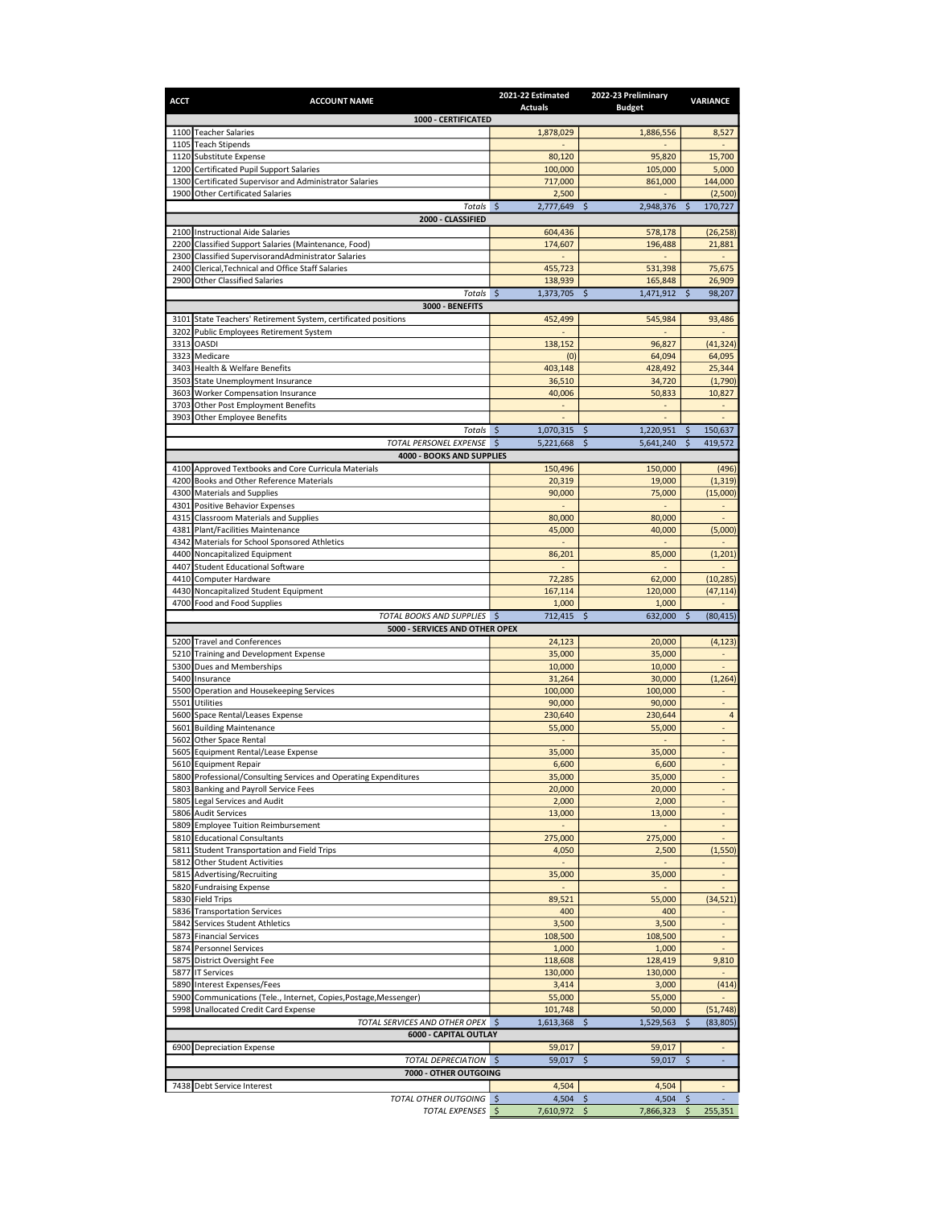| ACCT | ACCOUNT NAME | 2021-22 Estimated Actuals | 2022-23 Preliminary Budget | VARIANCE |
|---|---|---|---|---|
| | **1000 - CERTIFICATED** | | | |
| 1100 | Teacher Salaries | 1,878,029 | 1,886,556 | 8,527 |
| 1105 | Teach Stipends | - | - | - |
| 1120 | Substitute Expense | 80,120 | 95,820 | 15,700 |
| 1200 | Certificated Pupil Support Salaries | 100,000 | 105,000 | 5,000 |
| 1300 | Certificated Supervisor and Administrator Salaries | 717,000 | 861,000 | 144,000 |
| 1900 | Other Certificated Salaries | 2,500 | - | (2,500) |
| | *Totals* | $ 2,777,649 | $ 2,948,376 | $ 170,727 |
| | **2000 - CLASSIFIED** | | | |
| 2100 | Instructional Aide Salaries | 604,436 | 578,178 | (26,258) |
| 2200 | Classified Support Salaries (Maintenance, Food) | 174,607 | 196,488 | 21,881 |
| 2300 | Classified SupervisorandAdministrator Salaries | - | - | - |
| 2400 | Clerical,Technical and Office Staff Salaries | 455,723 | 531,398 | 75,675 |
| 2900 | Other Classified Salaries | 138,939 | 165,848 | 26,909 |
| | *Totals* | $ 1,373,705 | $ 1,471,912 | $ 98,207 |
| | **3000 - BENEFITS** | | | |
| 3101 | State Teachers' Retirement System, certificated positions | 452,499 | 545,984 | 93,486 |
| 3202 | Public Employees Retirement System | - | - | - |
| 3313 | OASDI | 138,152 | 96,827 | (41,324) |
| 3323 | Medicare | (0) | 64,094 | 64,095 |
| 3403 | Health & Welfare Benefits | 403,148 | 428,492 | 25,344 |
| 3503 | State Unemployment Insurance | 36,510 | 34,720 | (1,790) |
| 3603 | Worker Compensation Insurance | 40,006 | 50,833 | 10,827 |
| 3703 | Other Post Employment Benefits | - | - | - |
| 3903 | Other Employee Benefits | - | - | - |
| | *Totals* | $ 1,070,315 | $ 1,220,951 | $ 150,637 |
| | *TOTAL PERSONEL EXPENSE* | $ 5,221,668 | $ 5,641,240 | $ 419,572 |
| | **4000 - BOOKS AND SUPPLIES** | | | |
| 4100 | Approved Textbooks and Core Curricula Materials | 150,496 | 150,000 | (496) |
| 4200 | Books and Other Reference Materials | 20,319 | 19,000 | (1,319) |
| 4300 | Materials and Supplies | 90,000 | 75,000 | (15,000) |
| 4301 | Positive Behavior Expenses | - | - | - |
| 4315 | Classroom Materials and Supplies | 80,000 | 80,000 | - |
| 4381 | Plant/Facilities Maintenance | 45,000 | 40,000 | (5,000) |
| 4342 | Materials for School Sponsored Athletics | - | - | - |
| 4400 | Noncapitalized Equipment | 86,201 | 85,000 | (1,201) |
| 4407 | Student Educational Software | - | - | - |
| 4410 | Computer Hardware | 72,285 | 62,000 | (10,285) |
| 4430 | Noncapitalized Student Equipment | 167,114 | 120,000 | (47,114) |
| 4700 | Food and Food Supplies | 1,000 | 1,000 | - |
| | *TOTAL BOOKS AND SUPPLIES* | $ 712,415 | $ 632,000 | $ (80,415) |
| | **5000 - SERVICES AND OTHER OPEX** | | | |
| 5200 | Travel and Conferences | 24,123 | 20,000 | (4,123) |
| 5210 | Training and Development Expense | 35,000 | 35,000 | - |
| 5300 | Dues and Memberships | 10,000 | 10,000 | - |
| 5400 | Insurance | 31,264 | 30,000 | (1,264) |
| 5500 | Operation and Housekeeping Services | 100,000 | 100,000 | - |
| 5501 | Utilities | 90,000 | 90,000 | - |
| 5600 | Space Rental/Leases Expense | 230,640 | 230,644 | 4 |
| 5601 | Building Maintenance | 55,000 | 55,000 | - |
| 5602 | Other Space Rental | - | - | - |
| 5605 | Equipment Rental/Lease Expense | 35,000 | 35,000 | - |
| 5610 | Equipment Repair | 6,600 | 6,600 | - |
| 5800 | Professional/Consulting Services and Operating Expenditures | 35,000 | 35,000 | - |
| 5803 | Banking and Payroll Service Fees | 20,000 | 20,000 | - |
| 5805 | Legal Services and Audit | 2,000 | 2,000 | - |
| 5806 | Audit Services | 13,000 | 13,000 | - |
| 5809 | Employee Tuition Reimbursement | - | - | - |
| 5810 | Educational Consultants | 275,000 | 275,000 | - |
| 5811 | Student Transportation and Field Trips | 4,050 | 2,500 | (1,550) |
| 5812 | Other Student Activities | - | - | - |
| 5815 | Advertising/Recruiting | 35,000 | 35,000 | - |
| 5820 | Fundraising Expense | - | - | - |
| 5830 | Field Trips | 89,521 | 55,000 | (34,521) |
| 5836 | Transportation Services | 400 | 400 | - |
| 5842 | Services Student Athletics | 3,500 | 3,500 | - |
| 5873 | Financial Services | 108,500 | 108,500 | - |
| 5874 | Personnel Services | 1,000 | 1,000 | - |
| 5875 | District Oversight Fee | 118,608 | 128,419 | 9,810 |
| 5877 | IT Services | 130,000 | 130,000 | - |
| 5890 | Interest Expenses/Fees | 3,414 | 3,000 | (414) |
| 5900 | Communications (Tele., Internet, Copies,Postage,Messenger) | 55,000 | 55,000 | - |
| 5998 | Unallocated Credit Card Expense | 101,748 | 50,000 | (51,748) |
| | *TOTAL SERVICES AND OTHER OPEX* | $ 1,613,368 | $ 1,529,563 | $ (83,805) |
| | **6000 - CAPITAL OUTLAY** | | | |
| 6900 | Depreciation Expense | 59,017 | 59,017 | - |
| | *TOTAL DEPRECIATION* | $ 59,017 | $ 59,017 | $ - |
| | **7000 - OTHER OUTGOING** | | | |
| 7438 | Debt Service Interest | 4,504 | 4,504 | - |
| | *TOTAL OTHER OUTGOING* | $ 4,504 | $ 4,504 | $ - |
| | *TOTAL EXPENSES* | $ 7,610,972 | $ 7,866,323 | $ 255,351 |